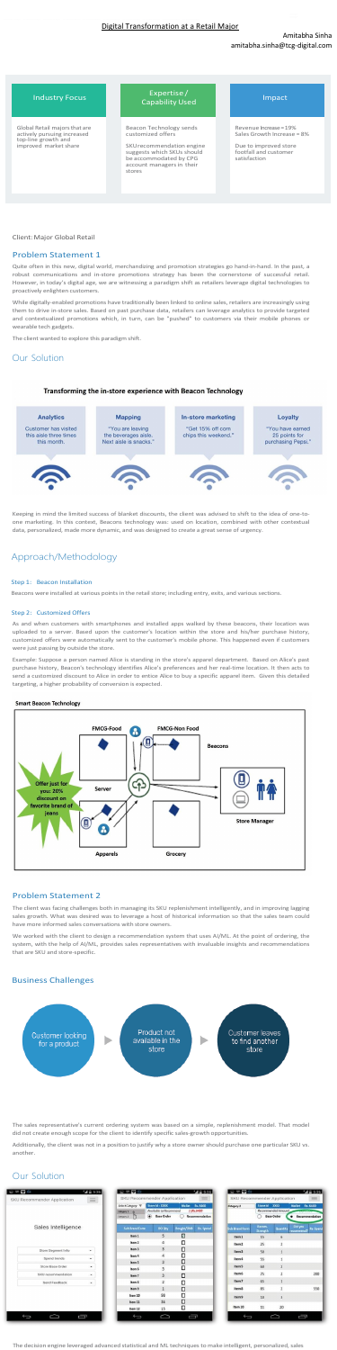# Digital Transformation at a Retail Major

Amitabha Sinha
amitabha.sinha@tcg-digital.com

| Industry Focus | Expertise / Capability Used | Impact |
| --- | --- | --- |
| Global Retail majors that are actively pursuing increased top-line growth and improved market share | Beacon Technology sends customized offers<br><br>SKU recommendation engine suggests which SKUs should be accommodated by CPG account managers in their stores | Revenue Increase = 19%<br>Sales Growth Increase = 8%<br><br>Due to improved store footfall and customer satisfaction |

Client: Major Global Retail

## Problem Statement 1

Quite often in this new, digital world, merchandizing and promotion strategies go hand-in-hand. In the past, a robust communications and in-store promotions strategy has been the cornerstone of successful retail. However, in today's digital age, we are witnessing a paradigm shift as retailers leverage digital technologies to proactively enlighten customers.

While digitally-enabled promotions have traditionally been linked to online sales, retailers are increasingly using them to drive in-store sales. Based on past purchase data, retailers can leverage analytics to provide targeted and contextualized promotions which, in turn, can be "pushed" to customers via their mobile phones or wearable tech gadgets.

The client wanted to explore this paradigm shift.

## Our Solution

### Transforming the in-store experience with Beacon Technology

| Analytics | Mapping | In-store marketing | Loyalty |
| --- | --- | --- | --- |
| Customer has visited this aisle three times this month. | "You're leaving the beverages aisle. Next aisle is snacks." | "Get 15% off corn chips this weekend." | "You have earned 25 points for purchasing Pepsi." |

Keeping in mind the limited success of blanket discounts, the client was advised to shift to the idea of one-to-one marketing. In this context, Beacons technology was: used on location, combined with other contextual data, personalized, made more dynamic, and was designed to create a great sense of urgency.

## Approach/Methodology

### Step 1: Beacon Installation

Beacons were installed at various points in the retail store; including entry, exits, and various sections.

### Step 2: Customized Offers

As and when customers with smartphones and installed apps walked by these beacons, their location was uploaded to a server. Based upon the customer's location within the store and his/her purchase history, customized offers were automatically sent to the customer's mobile phone. This happened even if customers were just passing by outside the store.

Example: Suppose a person named Alice is standing in the store's apparel department. Based on Alice's past purchase history, Beacon's technology identifies Alice's preferences and her real-time location. It then acts to send a customized discount to Alice in order to entice Alice to buy a specific apparel item. Given this detailed targeting, a higher probability of conversion is expected.

### Smart Beacon Technology

FMCG-Food | FMCG-Non Food | Beacons | Server | Store Manager | Apperels | Grocery

Offer just for you: 20% discount on favorite brand of jeans

## Problem Statement 2

The client was facing challenges both in managing its SKU replenishment intelligently, and in improving lagging sales growth. What was desired was to leverage a host of historical information so that the sales team could have more informed sales conversations with store owners.

We worked with the client to design a recommendation system that uses AI/ML. At the point of ordering, the system, with the help of AI/ML, provides sales representatives with invaluable insights and recommendations that are SKU and store-specific.

## Business Challenges

Customer looking for a product → Product not available in the store → Customer leaves to find another store

The sales representative's current ordering system was based on a simple, replenishment model. That model did not create enough scope for the client to identify specific sales-growth opportunities.

Additionally, the client was not in a position to justify why a store owner should purchase one particular SKU vs. another.

## Our Solution

The decision engine leveraged advanced statistical and ML techniques to make intelligent, personalized, sales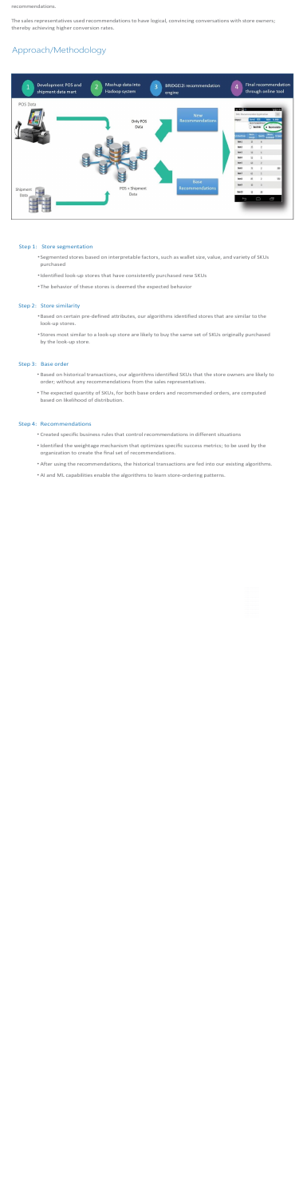recommendations.

The sales representatives used recommendations to have logical, convincing conversations with store owners; thereby achieving higher conversion rates.

## Approach/Methodology

1 Development POS and shipment data mart

2 Mashup data into Hadoop system

3 BRIDGEi2i recommendation engine

4 Final recommendation through online tool

POS Data

Only POS Data

New Recommendations

Shipment Data

POS + Shipment Data

Base Recommendations

### Step 1: Store segmentation

- Segmented stores based on interpretable factors, such as wallet size, value, and variety of SKUs purchased
- Identified look-up stores that have consistently purchased new SKUs
- The behavior of these stores is deemed the expected behavior

### Step 2: Store similarity

- Based on certain pre-defined attributes, our algorithms identified stores that are similar to the look-up stores.
- Stores most similar to a look-up store are likely to buy the same set of SKUs originally purchased by the look-up store.

### Step 3: Base order

- Based on historical transactions, our algorithms identified SKUs that the store owners are likely to order; without any recommendations from the sales representatives.
- The expected quantity of SKUs, for both base orders and recommended orders, are computed based on likelihood of distribution.

### Step 4: Recommendations

- Created specific business rules that control recommendations in different situations
- Identified the weightage mechanism that optimizes specific success metrics; to be used by the organization to create the final set of recommendations.
- After using the recommendations, the historical transactions are fed into our existing algorithms.
- AI and ML capabilities enable the algorithms to learn store-ordering patterns.